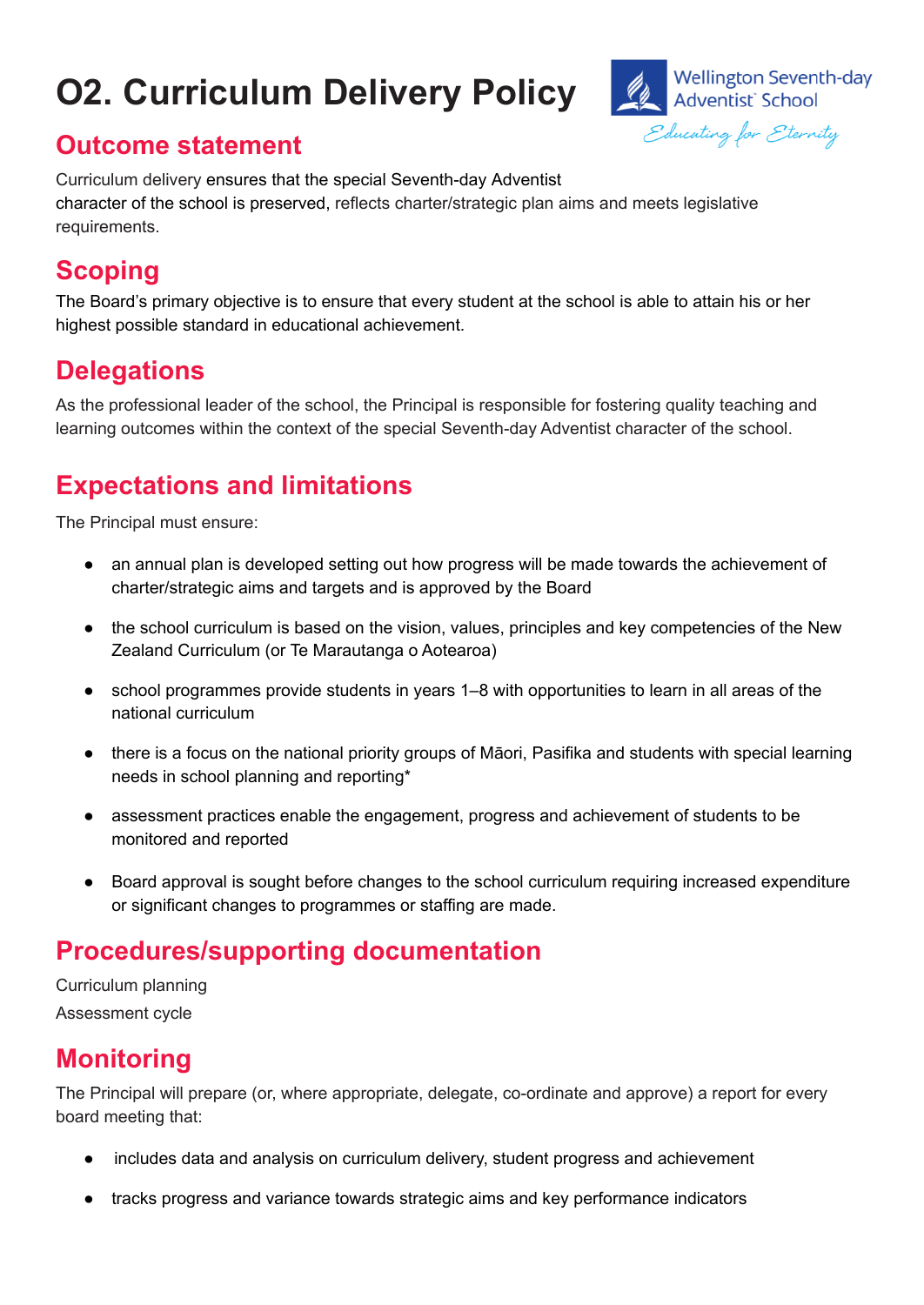# O2. Curriculum Delivery Policy

## Outcome statement

Curriculum delivery ensures that the special Seventh-day Adventist character of the school is preserved, reflects charter/strategic plan aims and meets legislative requirements.

## Scoping

The Board's primary objective is to ensure that every student at the school is able to attain his or her highest possible standard in educational achievement.

## Delegations

As the professional leader of the school, the Principal is responsible for fostering quality teaching and learning outcomes within the context of the special Seventh-day Adventist character of the school.

## Expectations and limitations

The Principal must ensure:

- an annual plan is developed setting out how progress will be made towards the achievement of charter/strategic aims and targets and is approved by the Board
- the school curriculum is based on the vision, values, principles and key competencies of the New Zealand Curriculum (or Te Marautanga o Aotearoa)
- school programmes provide students in years 1–8 with opportunities to learn in all areas of the national curriculum
- there is a focus on the national priority groups of Māori, Pasifika and students with special learning needs in school planning and reporting*
- assessment practices enable the engagement, progress and achievement of students to be monitored and reported
- Board approval is sought before changes to the school curriculum requiring increased expenditure or significant changes to programmes or staffing are made.

## Procedures/supporting documentation

Curriculum planning

Assessment cycle

## Monitoring

The Principal will prepare (or, where appropriate, delegate, co-ordinate and approve) a report for every board meeting that:

- includes data and analysis on curriculum delivery, student progress and achievement
- tracks progress and variance towards strategic aims and key performance indicators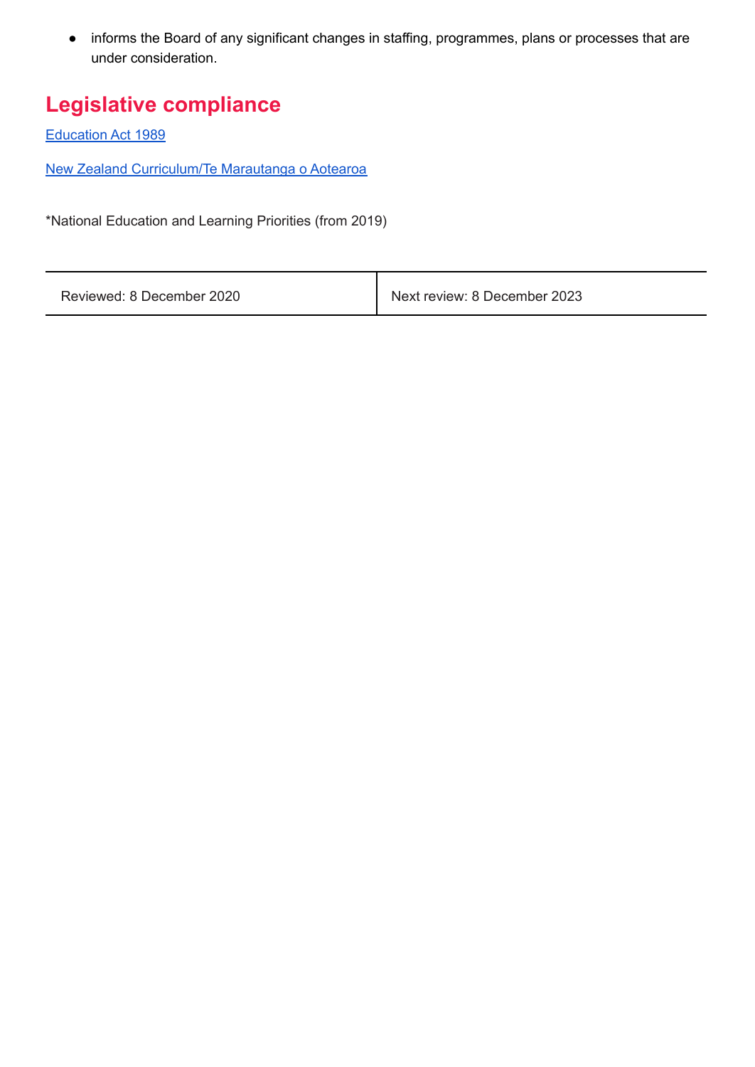- informs the Board of any significant changes in staffing, programmes, plans or processes that are under consideration.

## Legislative compliance

Education Act 1989

New Zealand Curriculum/Te Marautanga o Aotearoa

*National Education and Learning Priorities (from 2019)

| | |
|---|---|
| Reviewed: 8 December 2020 | Next review: 8 December 2023 |